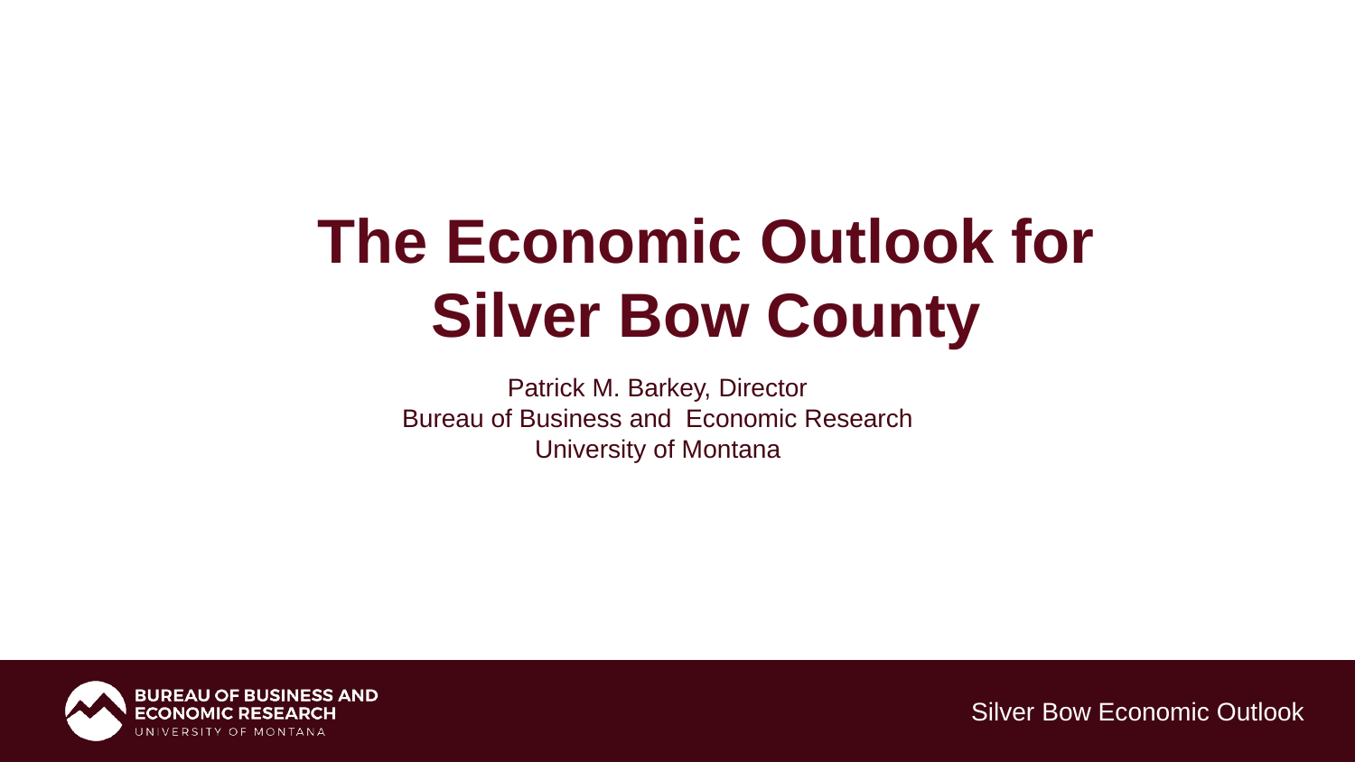# The Economic Outlook for Silver Bow County

Patrick M. Barkey, Director
Bureau of Business and Economic Research
University of Montana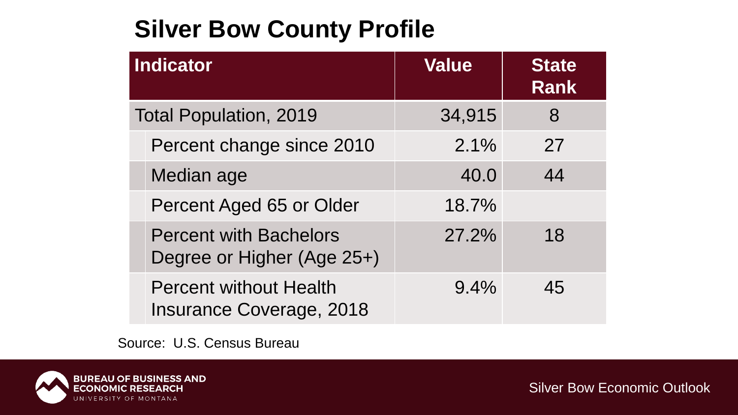# Silver Bow County Profile

| Indicator | Value | State Rank |
|---|---|---|
| Total Population, 2019 | 34,915 | 8 |
| Percent change since 2010 | 2.1% | 27 |
| Median age | 40.0 | 44 |
| Percent Aged 65 or Older | 18.7% | |
| Percent with Bachelors Degree or Higher (Age 25+) | 27.2% | 18 |
| Percent without Health Insurance Coverage, 2018 | 9.4% | 45 |

Source: U.S. Census Bureau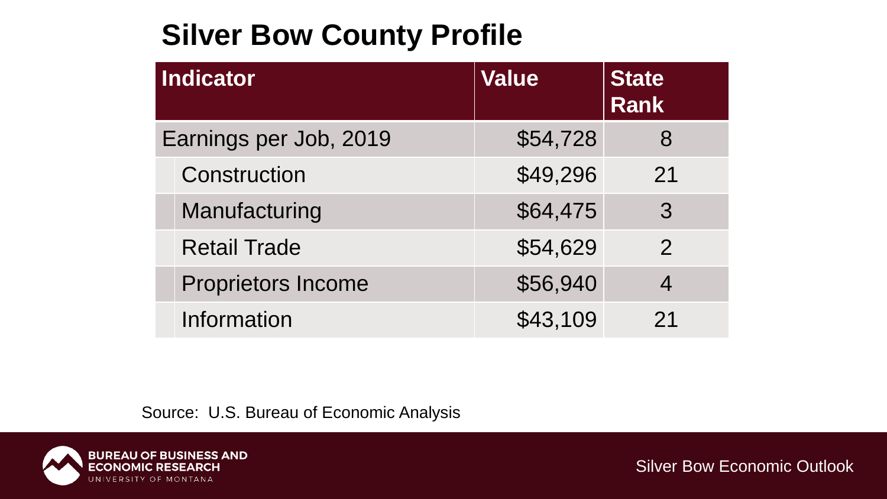# Silver Bow County Profile

| Indicator | Value | State Rank |
|---|---|---|
| Earnings per Job, 2019 | $54,728 | 8 |
| Construction | $49,296 | 21 |
| Manufacturing | $64,475 | 3 |
| Retail Trade | $54,629 | 2 |
| Proprietors Income | $56,940 | 4 |
| Information | $43,109 | 21 |

Source: U.S. Bureau of Economic Analysis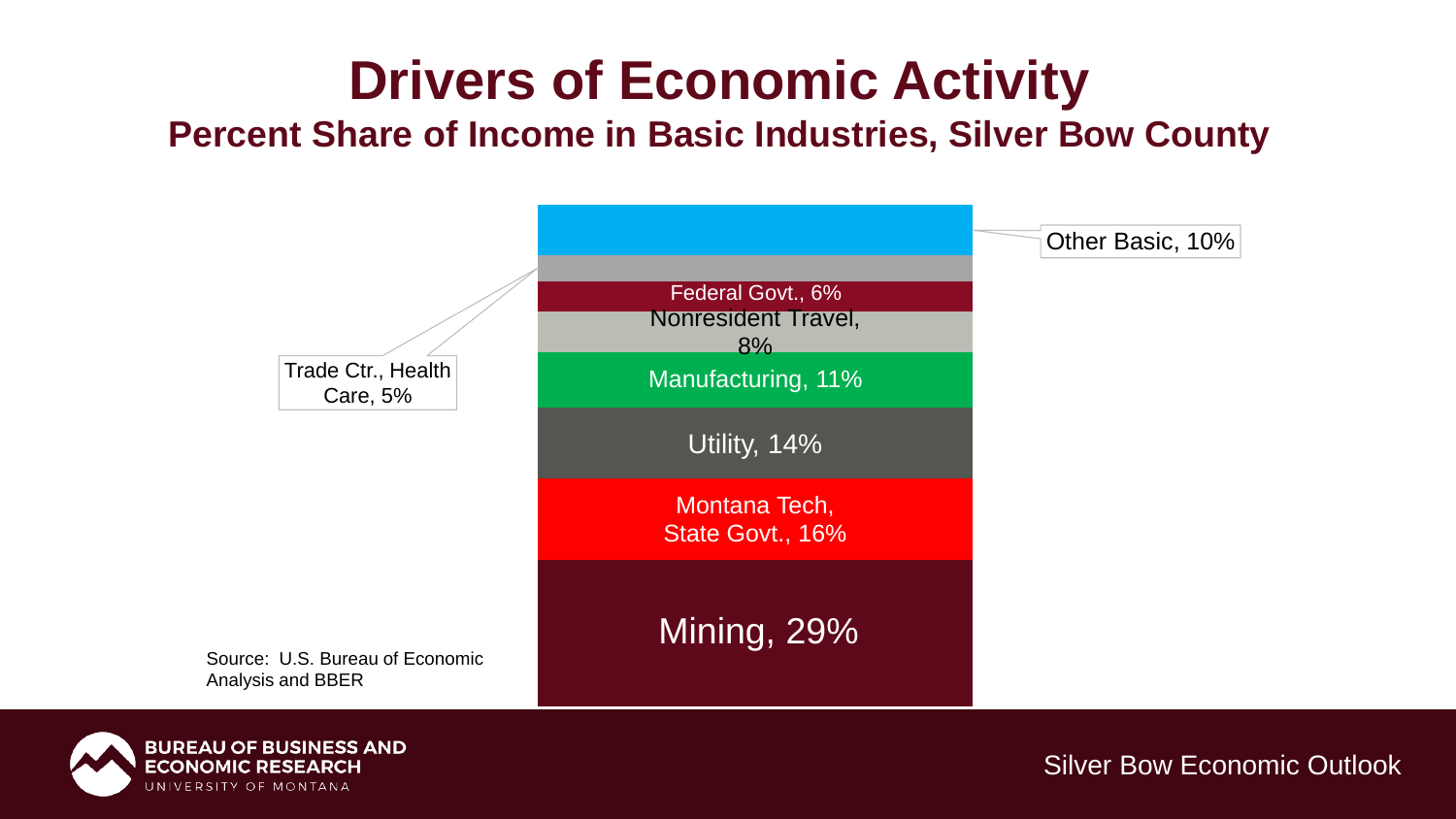# Drivers of Economic Activity

## Percent Share of Income in Basic Industries, Silver Bow County

Other Basic, 10%

Trade Ctr., Health Care, 5%

Federal Govt., 6%

Nonresident Travel, 8%

Manufacturing, 11%

Utility, 14%

Montana Tech, State Govt., 16%

Mining, 29%

Source: U.S. Bureau of Economic Analysis and BBER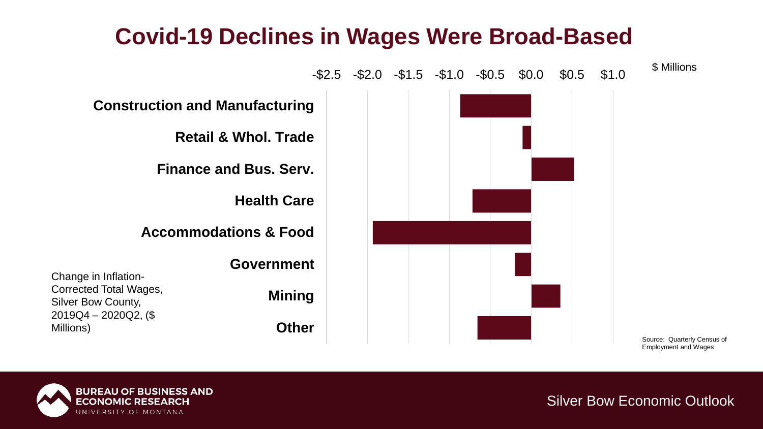# Covid-19 Declines in Wages Were Broad-Based

$ Millions

-$2.5 -$2.0 -$1.5 -$1.0 -$0.5 $0.0 $0.5 $1.0

**Construction and Manufacturing**

**Retail & Whol. Trade**

**Finance and Bus. Serv.**

**Health Care**

**Accommodations & Food**

**Government**

**Mining**

**Other**

Change in Inflation-Corrected Total Wages, Silver Bow County, 2019Q4 – 2020Q2, ($ Millions)

Source: Quarterly Census of Employment and Wages

BUREAU OF BUSINESS AND ECONOMIC RESEARCH
UNIVERSITY OF MONTANA

Silver Bow Economic Outlook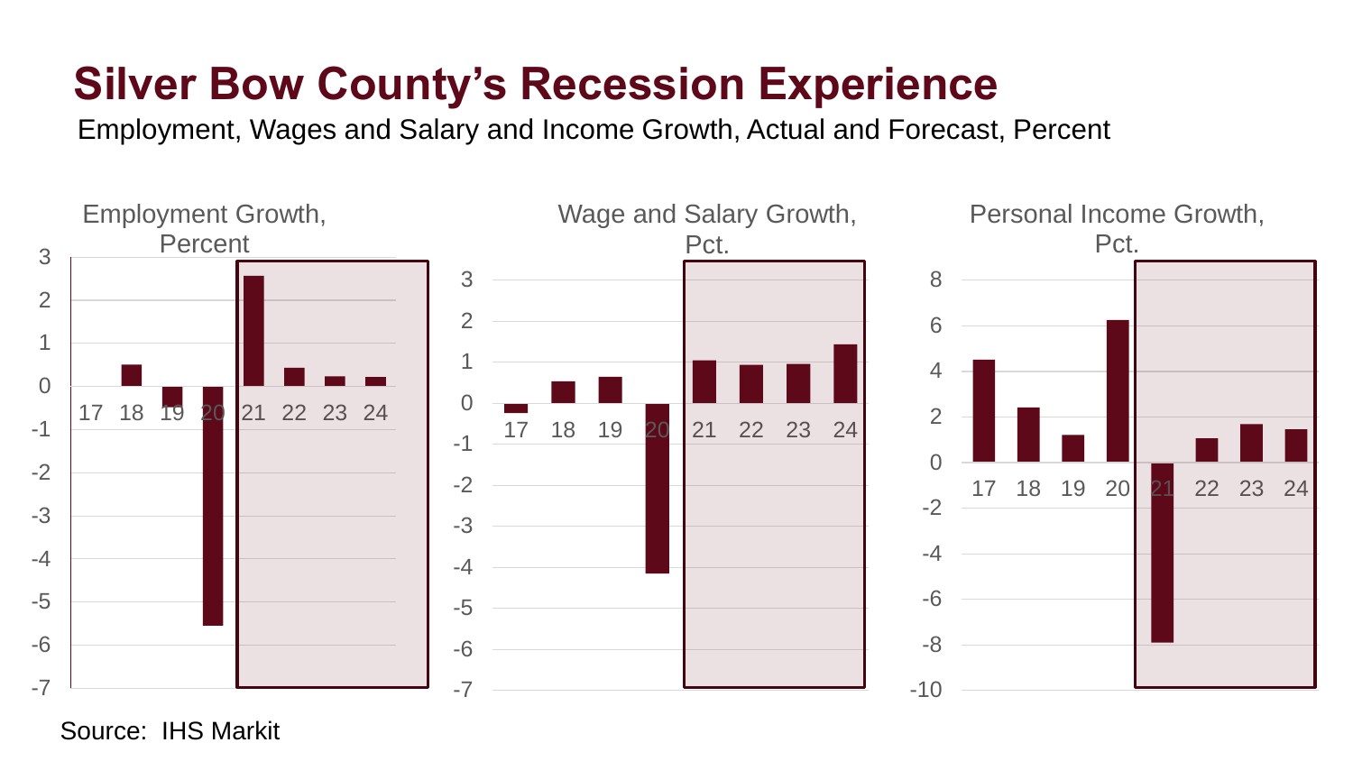# Silver Bow County's Recession Experience

Employment, Wages and Salary and Income Growth, Actual and Forecast, Percent

Employment Growth, Percent

Wage and Salary Growth, Pct.

Personal Income Growth, Pct.

Source: IHS Markit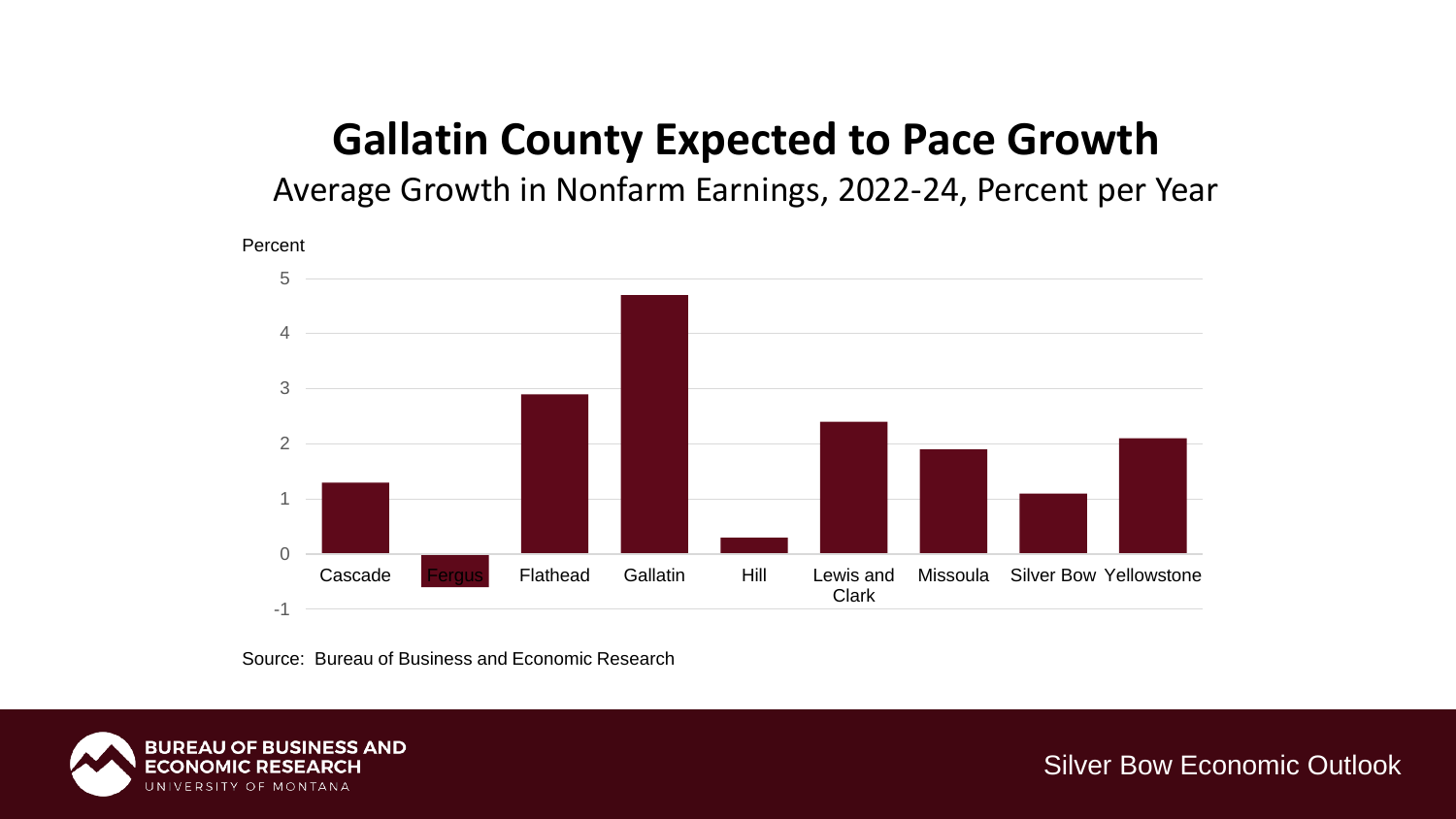# Gallatin County Expected to Pace Growth

Average Growth in Nonfarm Earnings, 2022-24, Percent per Year

Percent

5
4
3
2
1
0
-1

Cascade
Fergus
Flathead
Gallatin
Hill
Lewis and Clark
Missoula
Silver Bow
Yellowstone

Source: Bureau of Business and Economic Research

BUREAU OF BUSINESS AND ECONOMIC RESEARCH
UNIVERSITY OF MONTANA

Silver Bow Economic Outlook